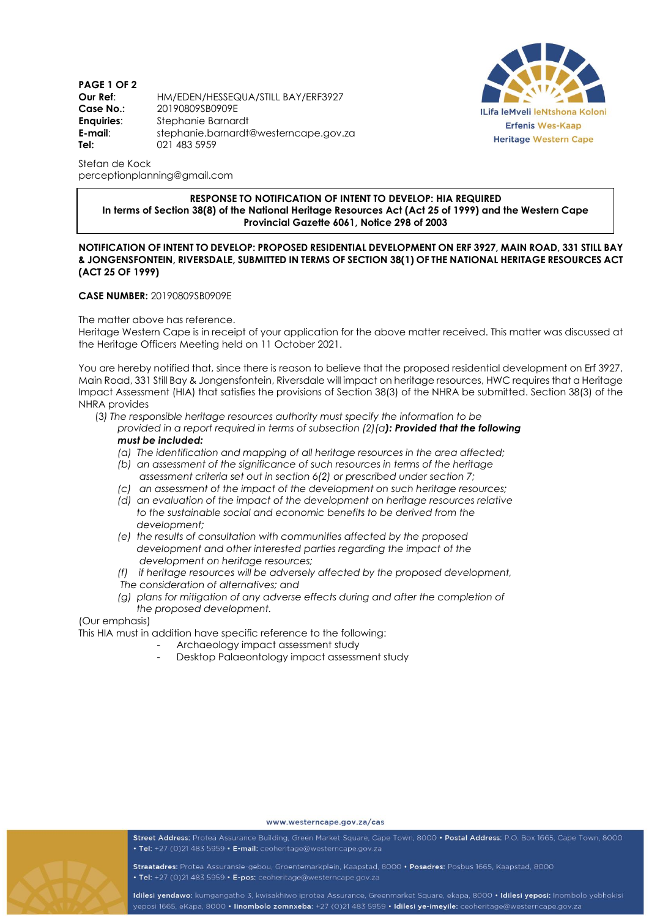**Our Ref**: HM/EDEN/HESSEQUA/STILL BAY/ERF3927
**Case No.**: 20190809SB0909E
**Enquiries**: Stephanie Barnardt
**E-mail**: stephanie.barnardt@westerncape.gov.za
**Tel**: 021 483 5959

Stefan de Kock
perceptionplanning@gmail.com

**RESPONSE TO NOTIFICATION OF INTENT TO DEVELOP: HIA REQUIRED**
**In terms of Section 38(8) of the National Heritage Resources Act (Act 25 of 1999) and the Western Cape Provincial Gazette 6061, Notice 298 of 2003**

**NOTIFICATION OF INTENT TO DEVELOP: PROPOSED RESIDENTIAL DEVELOPMENT ON ERF 3927, MAIN ROAD, 331 STILL BAY & JONGENSFONTEIN, RIVERSDALE, SUBMITTED IN TERMS OF SECTION 38(1) OF THE NATIONAL HERITAGE RESOURCES ACT (ACT 25 OF 1999)**

**CASE NUMBER:** 20190809SB0909E

The matter above has reference.
Heritage Western Cape is in receipt of your application for the above matter received. This matter was discussed at the Heritage Officers Meeting held on 11 October 2021.

You are hereby notified that, since there is reason to believe that the proposed residential development on Erf 3927, Main Road, 331 Still Bay & Jongensfontein, Riversdale will impact on heritage resources, HWC requires that a Heritage Impact Assessment (HIA) that satisfies the provisions of Section 38(3) of the NHRA be submitted. Section 38(3) of the NHRA provides

(3) *The responsible heritage resources authority must specify the information to be provided in a report required in terms of subsection (2)(a)**: Provided that the following must be included:***

- *(a) The identification and mapping of all heritage resources in the area affected;*
- *(b) an assessment of the significance of such resources in terms of the heritage assessment criteria set out in section 6(2) or prescribed under section 7;*
- *(c) an assessment of the impact of the development on such heritage resources;*
- *(d) an evaluation of the impact of the development on heritage resources relative to the sustainable social and economic benefits to be derived from the development;*
- *(e) the results of consultation with communities affected by the proposed development and other interested parties regarding the impact of the development on heritage resources;*
- *(f) if heritage resources will be adversely affected by the proposed development, The consideration of alternatives; and*
- *(g) plans for mitigation of any adverse effects during and after the completion of the proposed development.*

(Our emphasis)
This HIA must in addition have specific reference to the following:

- Archaeology impact assessment study
- Desktop Palaeontology impact assessment study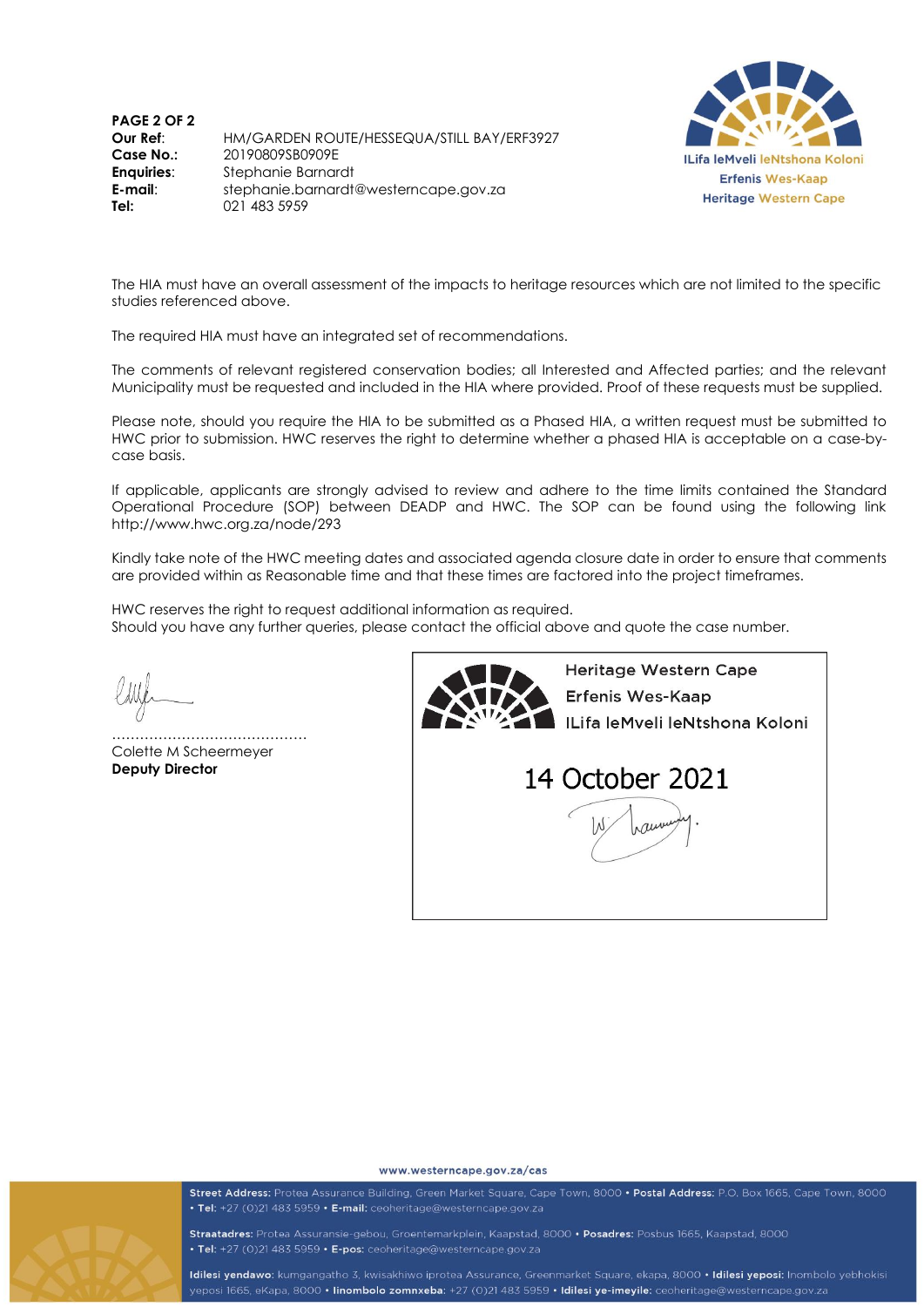**PAGE 2 OF 2**

**Our Ref**: HM/GARDEN ROUTE/HESSEQUA/STILL BAY/ERF3927
**Case No.**: 20190809SB0909E
**Enquiries**: Stephanie Barnardt
**E-mail**: stephanie.barnardt@westerncape.gov.za
**Tel**: 021 483 5959

ILifa leMveli leNtshona Koloni
Erfenis Wes-Kaap
Heritage Western Cape

The HIA must have an overall assessment of the impacts to heritage resources which are not limited to the specific studies referenced above.

The required HIA must have an integrated set of recommendations.

The comments of relevant registered conservation bodies; all Interested and Affected parties; and the relevant Municipality must be requested and included in the HIA where provided. Proof of these requests must be supplied.

Please note, should you require the HIA to be submitted as a Phased HIA, a written request must be submitted to HWC prior to submission. HWC reserves the right to determine whether a phased HIA is acceptable on a case-by-case basis.

If applicable, applicants are strongly advised to review and adhere to the time limits contained the Standard Operational Procedure (SOP) between DEADP and HWC. The SOP can be found using the following link http://www.hwc.org.za/node/293

Kindly take note of the HWC meeting dates and associated agenda closure date in order to ensure that comments are provided within as Reasonable time and that these times are factored into the project timeframes.

HWC reserves the right to request additional information as required.
Should you have any further queries, please contact the official above and quote the case number.

..........................................
Colette M Scheermeyer
**Deputy Director**

Heritage Western Cape
Erfenis Wes-Kaap
ILifa leMveli leNtshona Koloni

14 October 2021